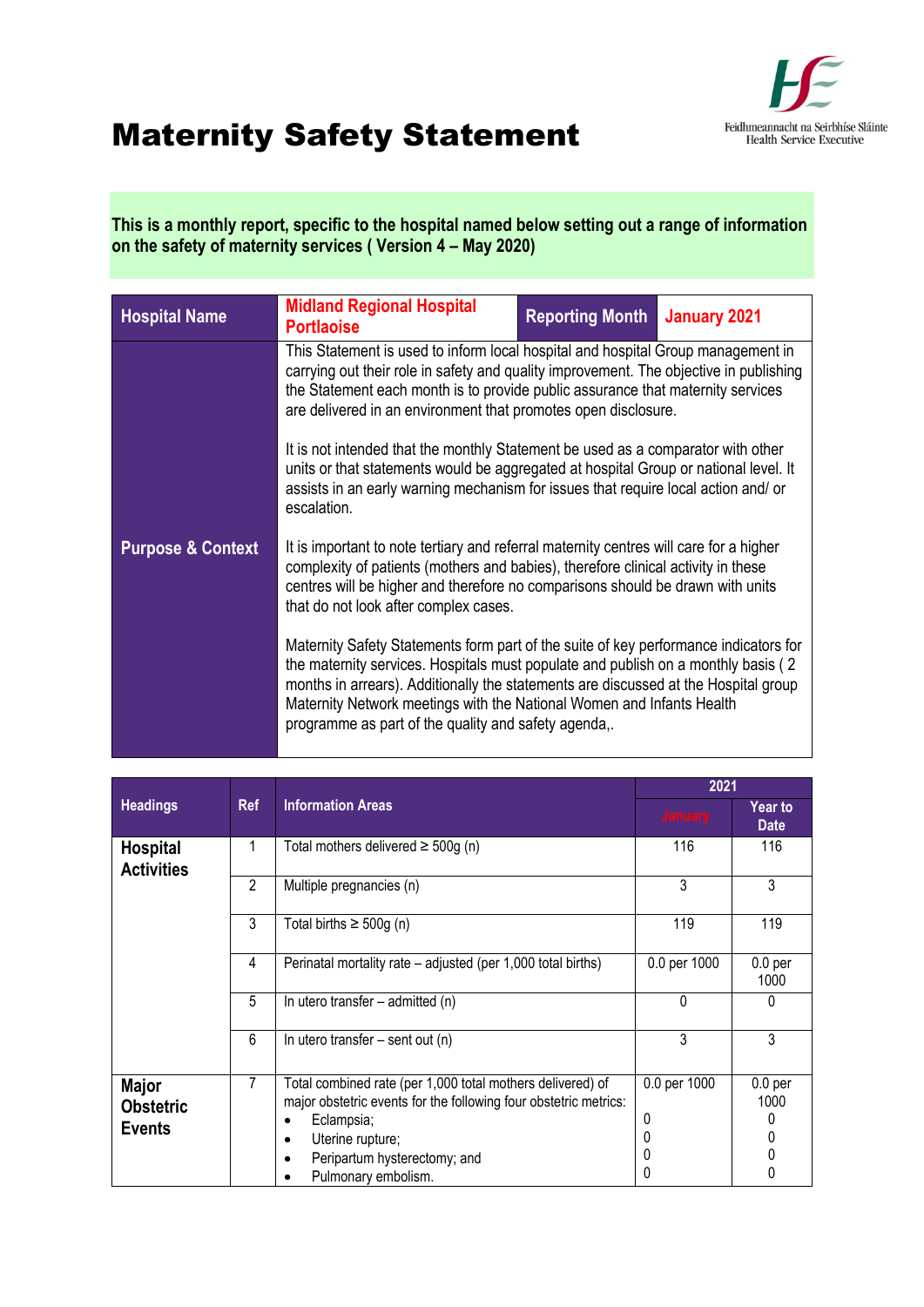# Maternity Safety Statement

Feidhmeannacht na Seirbhíse Sláinte
Health Service Executive

**This is a monthly report, specific to the hospital named below setting out a range of information on the safety of maternity services ( Version 4 – May 2020)**

| Hospital Name | Midland Regional Hospital Portlaoise | Reporting Month | January 2021 |
|---|---|---|---|
| Purpose & Context | This Statement is used to inform local hospital and hospital Group management in carrying out their role in safety and quality improvement. The objective in publishing the Statement each month is to provide public assurance that maternity services are delivered in an environment that promotes open disclosure.<br><br>It is not intended that the monthly Statement be used as a comparator with other units or that statements would be aggregated at hospital Group or national level. It assists in an early warning mechanism for issues that require local action and/ or escalation.<br><br>It is important to note tertiary and referral maternity centres will care for a higher complexity of patients (mothers and babies), therefore clinical activity in these centres will be higher and therefore no comparisons should be drawn with units that do not look after complex cases.<br><br>Maternity Safety Statements form part of the suite of key performance indicators for the maternity services. Hospitals must populate and publish on a monthly basis ( 2 months in arrears). Additionally the statements are discussed at the Hospital group Maternity Network meetings with the National Women and Infants Health programme as part of the quality and safety agenda,. | | |

| Headings | Ref | Information Areas | 2021 | |
|---|---|---|---|---|
| | | | January | Year to Date |
| **Hospital Activities** | 1 | Total mothers delivered ≥ 500g (n) | 116 | 116 |
| | 2 | Multiple pregnancies (n) | 3 | 3 |
| | 3 | Total births ≥ 500g (n) | 119 | 119 |
| | 4 | Perinatal mortality rate – adjusted (per 1,000 total births) | 0.0 per 1000 | 0.0 per 1000 |
| | 5 | In utero transfer – admitted (n) | 0 | 0 |
| | 6 | In utero transfer – sent out (n) | 3 | 3 |
| **Major Obstetric Events** | 7 | Total combined rate (per 1,000 total mothers delivered) of major obstetric events for the following four obstetric metrics:<br>• Eclampsia;<br>• Uterine rupture;<br>• Peripartum hysterectomy; and<br>• Pulmonary embolism. | 0.0 per 1000<br>0<br>0<br>0<br>0 | 0.0 per 1000<br>0<br>0<br>0<br>0 |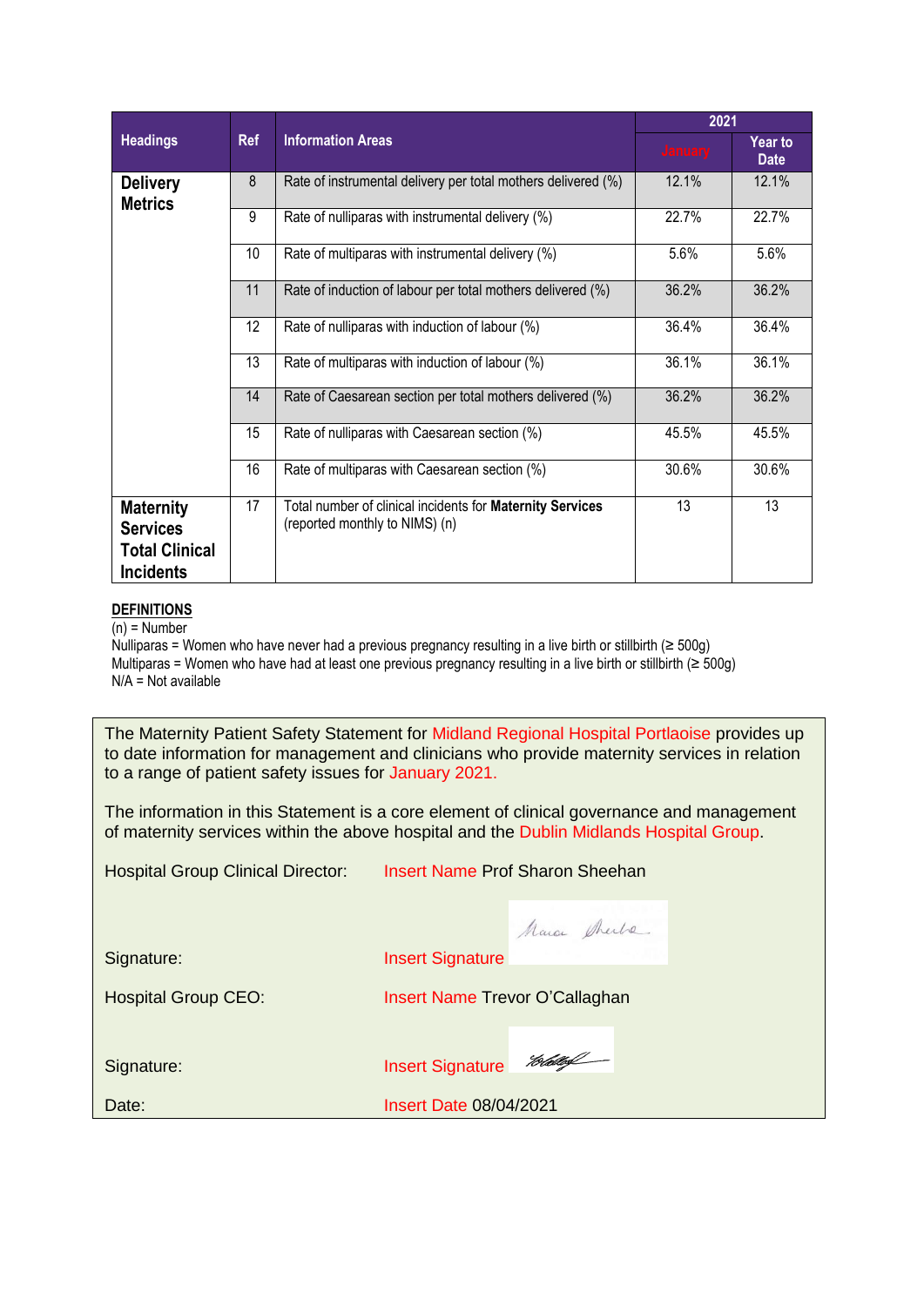| Headings | Ref | Information Areas | 2021 | |
|---|---|---|---|---|
| | | | January | Year to Date |
| **Delivery Metrics** | 8 | Rate of instrumental delivery per total mothers delivered (%) | 12.1% | 12.1% |
| | 9 | Rate of nulliparas with instrumental delivery (%) | 22.7% | 22.7% |
| | 10 | Rate of multiparas with instrumental delivery (%) | 5.6% | 5.6% |
| | 11 | Rate of induction of labour per total mothers delivered (%) | 36.2% | 36.2% |
| | 12 | Rate of nulliparas with induction of labour (%) | 36.4% | 36.4% |
| | 13 | Rate of multiparas with induction of labour (%) | 36.1% | 36.1% |
| | 14 | Rate of Caesarean section per total mothers delivered (%) | 36.2% | 36.2% |
| | 15 | Rate of nulliparas with Caesarean section (%) | 45.5% | 45.5% |
| | 16 | Rate of multiparas with Caesarean section (%) | 30.6% | 30.6% |
| **Maternity Services Total Clinical Incidents** | 17 | Total number of clinical incidents for **Maternity Services** (reported monthly to NIMS) (n) | 13 | 13 |

**DEFINITIONS**

(n) = Number

Nulliparas = Women who have never had a previous pregnancy resulting in a live birth or stillbirth (≥ 500g)

Multiparas = Women who have had at least one previous pregnancy resulting in a live birth or stillbirth (≥ 500g)

N/A = Not available

The Maternity Patient Safety Statement for Midland Regional Hospital Portlaoise provides up to date information for management and clinicians who provide maternity services in relation to a range of patient safety issues for January 2021.

The information in this Statement is a core element of clinical governance and management of maternity services within the above hospital and the Dublin Midlands Hospital Group.

Hospital Group Clinical Director: Insert Name Prof Sharon Sheehan

Signature: Insert Signature

Hospital Group CEO: Insert Name Trevor O'Callaghan

Signature: Insert Signature

Date: Insert Date 08/04/2021